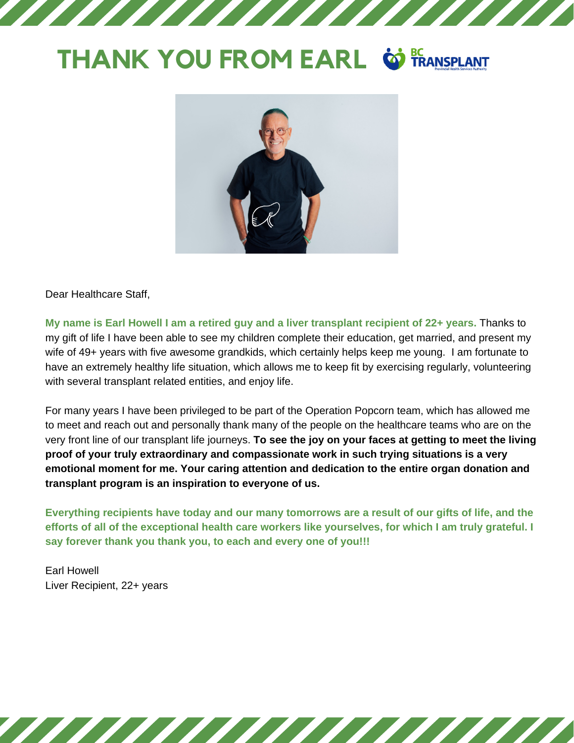# THANK YOU FROM EARL

Dear Healthcare Staff,

**My name is Earl Howell I am a retired guy and a liver transplant recipient of 22+ years.** Thanks to my gift of life I have been able to see my children complete their education, get married, and present my wife of 49+ years with five awesome grandkids, which certainly helps keep me young. I am fortunate to have an extremely healthy life situation, which allows me to keep fit by exercising regularly, volunteering with several transplant related entities, and enjoy life.

For many years I have been privileged to be part of the Operation Popcorn team, which has allowed me to meet and reach out and personally thank many of the people on the healthcare teams who are on the very front line of our transplant life journeys. **To see the joy on your faces at getting to meet the living proof of your truly extraordinary and compassionate work in such trying situations is a very emotional moment for me. Your caring attention and dedication to the entire organ donation and transplant program is an inspiration to everyone of us.**

**Everything recipients have today and our many tomorrows are a result of our gifts of life, and the efforts of all of the exceptional health care workers like yourselves, for which I am truly grateful. I say forever thank you thank you, to each and every one of you!!!**

Earl Howell
Liver Recipient, 22+ years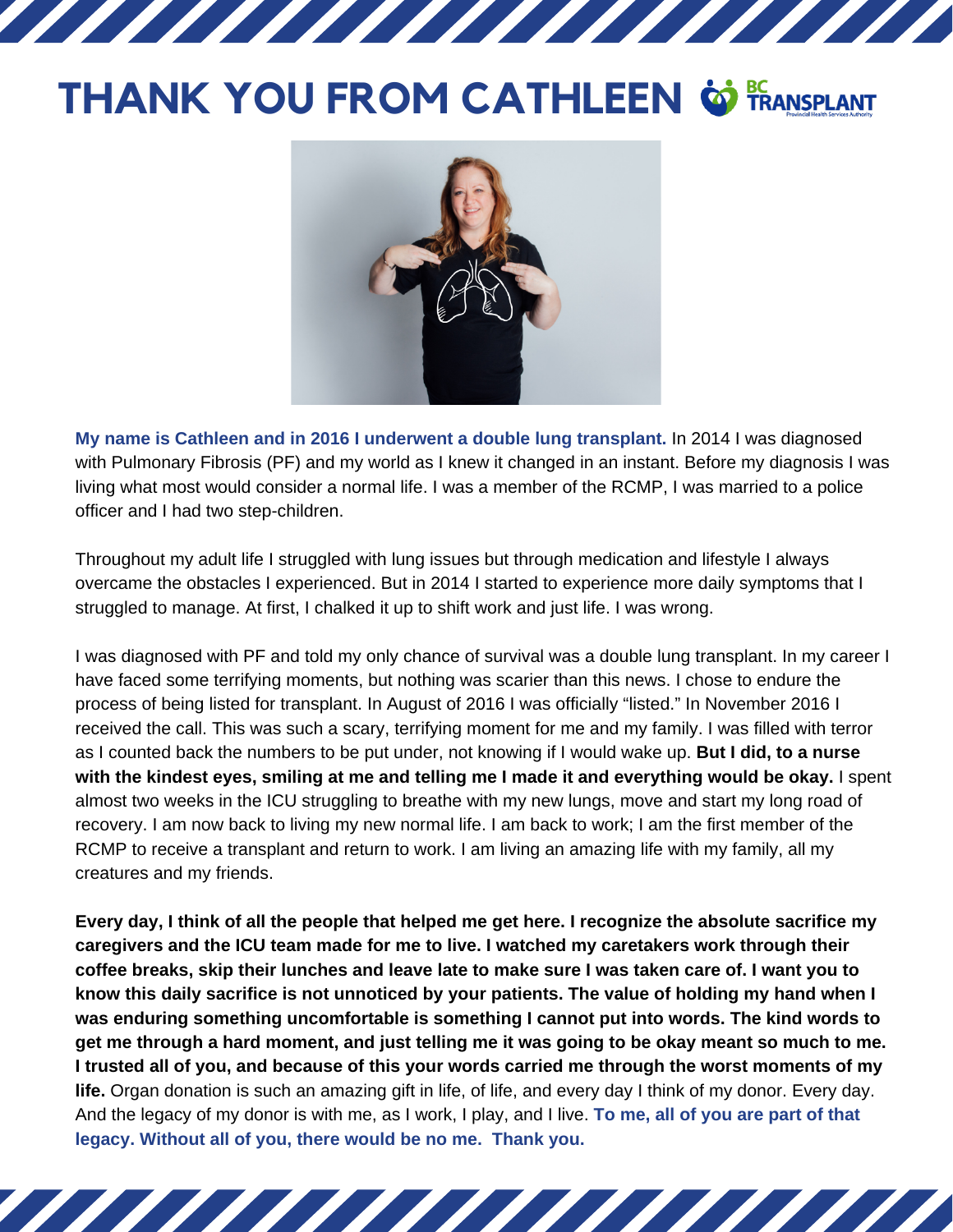# THANK YOU FROM CATHLEEN

**My name is Cathleen and in 2016 I underwent a double lung transplant.** In 2014 I was diagnosed with Pulmonary Fibrosis (PF) and my world as I knew it changed in an instant. Before my diagnosis I was living what most would consider a normal life. I was a member of the RCMP, I was married to a police officer and I had two step-children.

Throughout my adult life I struggled with lung issues but through medication and lifestyle I always overcame the obstacles I experienced. But in 2014 I started to experience more daily symptoms that I struggled to manage. At first, I chalked it up to shift work and just life. I was wrong.

I was diagnosed with PF and told my only chance of survival was a double lung transplant. In my career I have faced some terrifying moments, but nothing was scarier than this news. I chose to endure the process of being listed for transplant. In August of 2016 I was officially "listed." In November 2016 I received the call. This was such a scary, terrifying moment for me and my family. I was filled with terror as I counted back the numbers to be put under, not knowing if I would wake up. **But I did, to a nurse with the kindest eyes, smiling at me and telling me I made it and everything would be okay.** I spent almost two weeks in the ICU struggling to breathe with my new lungs, move and start my long road of recovery. I am now back to living my new normal life. I am back to work; I am the first member of the RCMP to receive a transplant and return to work. I am living an amazing life with my family, all my creatures and my friends.

**Every day, I think of all the people that helped me get here. I recognize the absolute sacrifice my caregivers and the ICU team made for me to live. I watched my caretakers work through their coffee breaks, skip their lunches and leave late to make sure I was taken care of. I want you to know this daily sacrifice is not unnoticed by your patients. The value of holding my hand when I was enduring something uncomfortable is something I cannot put into words. The kind words to get me through a hard moment, and just telling me it was going to be okay meant so much to me. I trusted all of you, and because of this your words carried me through the worst moments of my life.** Organ donation is such an amazing gift in life, of life, and every day I think of my donor. Every day. And the legacy of my donor is with me, as I work, I play, and I live. **To me, all of you are part of that legacy. Without all of you, there would be no me. Thank you.**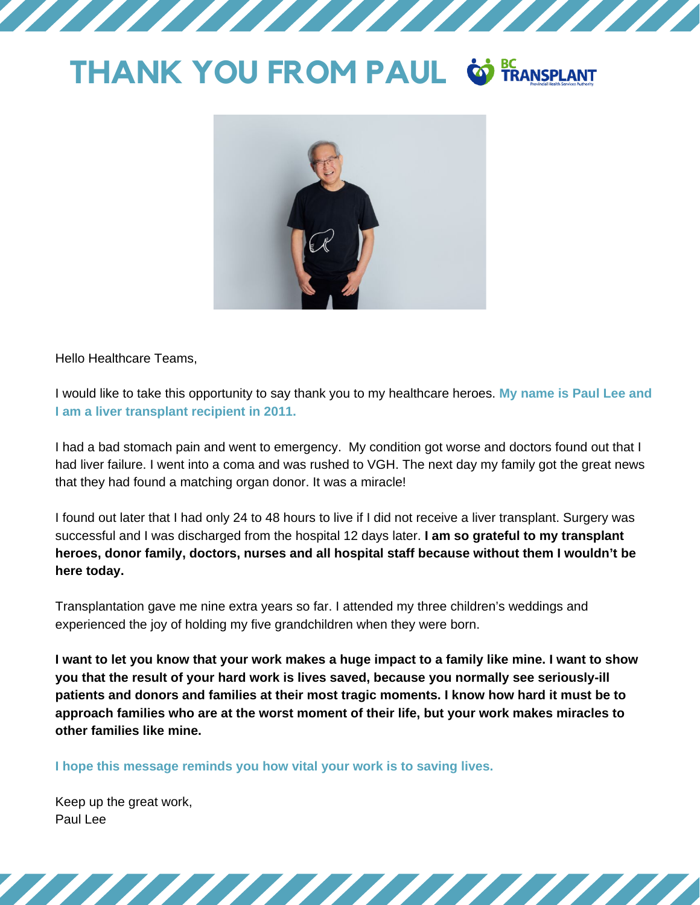# THANK YOU FROM PAUL

Hello Healthcare Teams,

I would like to take this opportunity to say thank you to my healthcare heroes. **My name is Paul Lee and I am a liver transplant recipient in 2011.**

I had a bad stomach pain and went to emergency. My condition got worse and doctors found out that I had liver failure. I went into a coma and was rushed to VGH. The next day my family got the great news that they had found a matching organ donor. It was a miracle!

I found out later that I had only 24 to 48 hours to live if I did not receive a liver transplant. Surgery was successful and I was discharged from the hospital 12 days later. **I am so grateful to my transplant heroes, donor family, doctors, nurses and all hospital staff because without them I wouldn't be here today.**

Transplantation gave me nine extra years so far. I attended my three children's weddings and experienced the joy of holding my five grandchildren when they were born.

**I want to let you know that your work makes a huge impact to a family like mine. I want to show you that the result of your hard work is lives saved, because you normally see seriously-ill patients and donors and families at their most tragic moments. I know how hard it must be to approach families who are at the worst moment of their life, but your work makes miracles to other families like mine.**

**I hope this message reminds you how vital your work is to saving lives.**

Keep up the great work,
Paul Lee